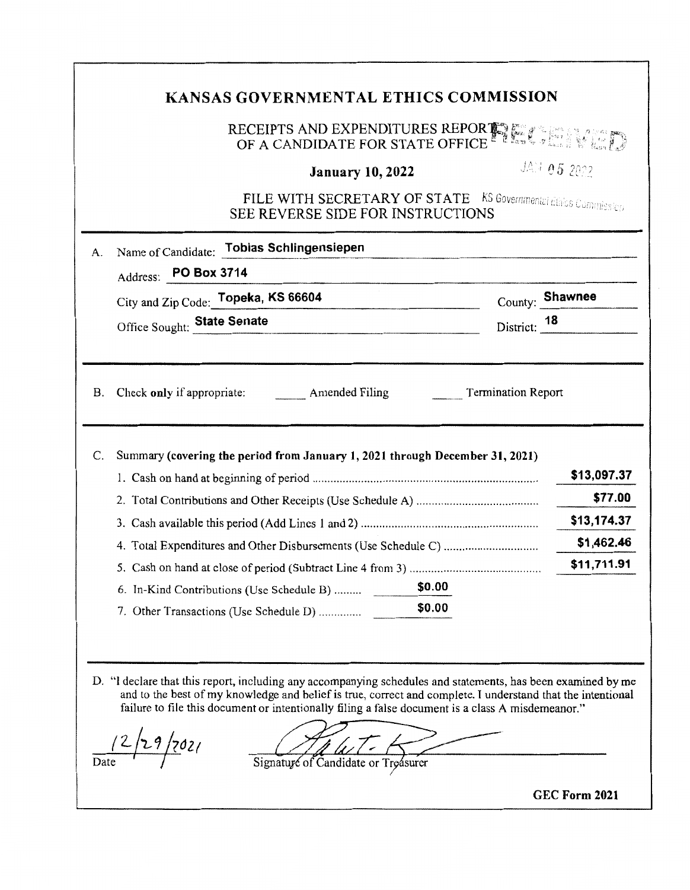# KANSAS GOVERNMENTAL ETHICS COMMISSION

RECEIPTS AND EXPENDITURES REPORT OF A CANDIDATE FOR STATE OFFICE

RECEIVED

**January 10, 2022**

JAN 05 2022

FILE WITH SECRETARY OF STATE KS Governmental Ethics Commission

SEE REVERSE SIDE FOR INSTRUCTIONS

A. Name of Candidate: **Tobias Schlingensiepen**

Address: **PO Box 3714**

City and Zip Code: **Topeka, KS 66604** County: **Shawnee**

Office Sought: **State Senate** District: **18**

B. Check **only** if appropriate: _____ Amended Filing _____ Termination Report

C. Summary **(covering the period from January 1, 2021 through December 31, 2021)**

| | | |
|---|---|---|
| 1. Cash on hand at beginning of period | | **$13,097.37** |
| 2. Total Contributions and Other Receipts (Use Schedule A) | | **$77.00** |
| 3. Cash available this period (Add Lines 1 and 2) | | **$13,174.37** |
| 4. Total Expenditures and Other Disbursements (Use Schedule C) | | **$1,462.46** |
| 5. Cash on hand at close of period (Subtract Line 4 from 3) | | **$11,711.91** |
| 6. In-Kind Contributions (Use Schedule B) | **$0.00** | |
| 7. Other Transactions (Use Schedule D) | **$0.00** | |

D. "I declare that this report, including any accompanying schedules and statements, has been examined by me and to the best of my knowledge and belief is true, correct and complete. I understand that the intentional failure to file this document or intentionally filing a false document is a class A misdemeanor."

12/29/2021

Date

Signature of Candidate or Treasurer

**GEC Form 2021**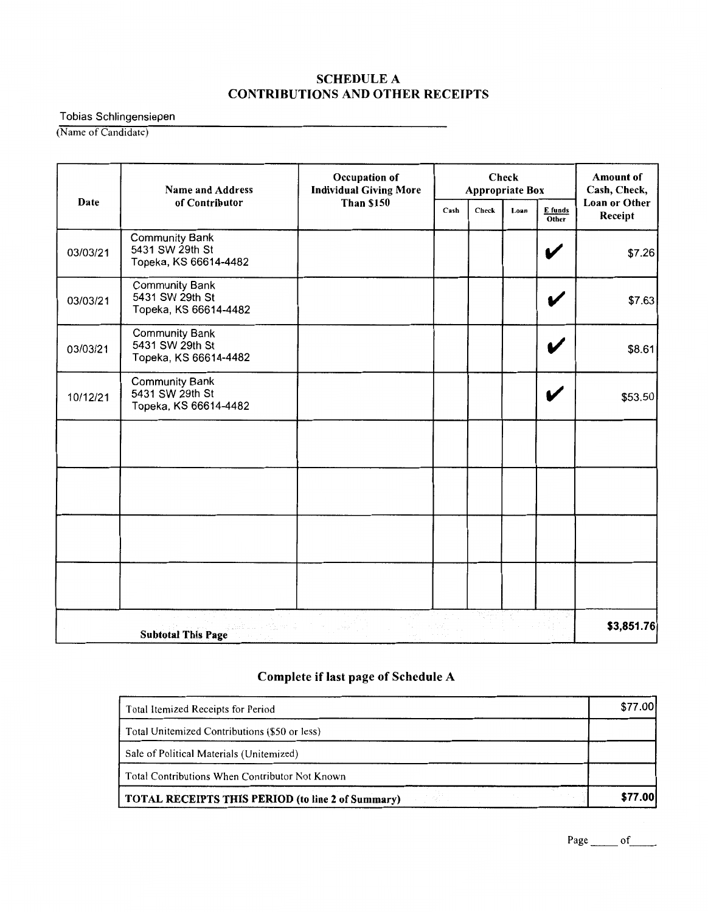## SCHEDULE A
## CONTRIBUTIONS AND OTHER RECEIPTS

Tobias Schlingensiepen

(Name of Candidate)

| Date | Name and Address of Contributor | Occupation of Individual Giving More Than $150 | Check Appropriate Box | | | | Amount of Cash, Check, Loan or Other Receipt |
|---|---|---|---|---|---|---|---|
| | | | Cash | Check | Loan | E funds Other | |
| 03/03/21 | Community Bank<br>5431 SW 29th St<br>Topeka, KS 66614-4482 | | | | | ✔ | $7.26 |
| 03/03/21 | Community Bank<br>5431 SW 29th St<br>Topeka, KS 66614-4482 | | | | | ✔ | $7.63 |
| 03/03/21 | Community Bank<br>5431 SW 29th St<br>Topeka, KS 66614-4482 | | | | | ✔ | $8.61 |
| 10/12/21 | Community Bank<br>5431 SW 29th St<br>Topeka, KS 66614-4482 | | | | | ✔ | $53.50 |
| | | | | | | | |
| | | | | | | | |
| | | | | | | | |
| | | | | | | | |
| **Subtotal This Page** | | | | | | | **$3,851.76** |

### Complete if last page of Schedule A

| | |
|---|---|
| Total Itemized Receipts for Period | $77.00 |
| Total Unitemized Contributions ($50 or less) | |
| Sale of Political Materials (Unitemized) | |
| Total Contributions When Contributor Not Known | |
| **TOTAL RECEIPTS THIS PERIOD (to line 2 of Summary)** | **$77.00** |

Page _____ of _____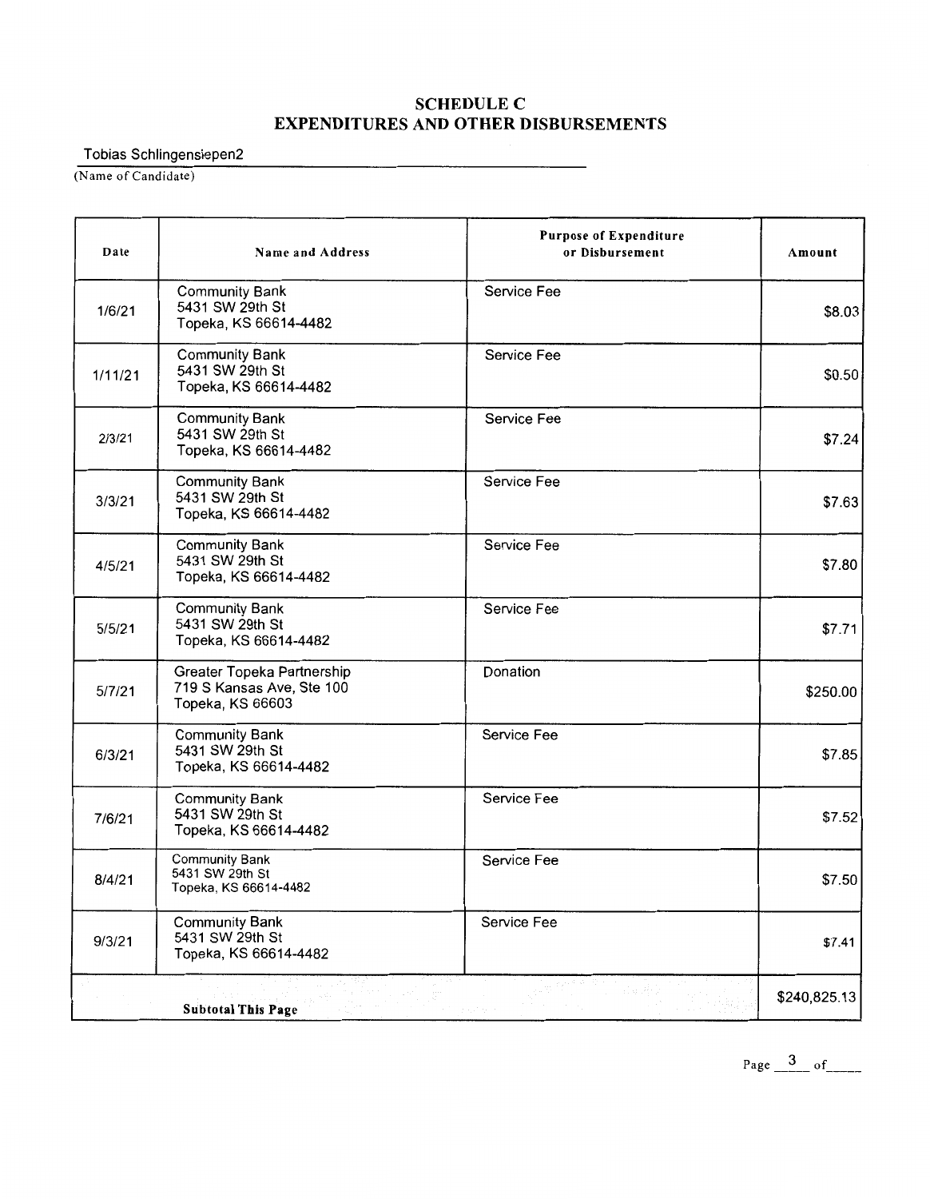## SCHEDULE C
## EXPENDITURES AND OTHER DISBURSEMENTS

Tobias Schlingensiepen2
(Name of Candidate)

| Date | Name and Address | Purpose of Expenditure or Disbursement | Amount |
|---|---|---|---|
| 1/6/21 | Community Bank<br>5431 SW 29th St<br>Topeka, KS 66614-4482 | Service Fee | $8.03 |
| 1/11/21 | Community Bank<br>5431 SW 29th St<br>Topeka, KS 66614-4482 | Service Fee | $0.50 |
| 2/3/21 | Community Bank<br>5431 SW 29th St<br>Topeka, KS 66614-4482 | Service Fee | $7.24 |
| 3/3/21 | Community Bank<br>5431 SW 29th St<br>Topeka, KS 66614-4482 | Service Fee | $7.63 |
| 4/5/21 | Community Bank<br>5431 SW 29th St<br>Topeka, KS 66614-4482 | Service Fee | $7.80 |
| 5/5/21 | Community Bank<br>5431 SW 29th St<br>Topeka, KS 66614-4482 | Service Fee | $7.71 |
| 5/7/21 | Greater Topeka Partnership<br>719 S Kansas Ave, Ste 100<br>Topeka, KS 66603 | Donation | $250.00 |
| 6/3/21 | Community Bank<br>5431 SW 29th St<br>Topeka, KS 66614-4482 | Service Fee | $7.85 |
| 7/6/21 | Community Bank<br>5431 SW 29th St<br>Topeka, KS 66614-4482 | Service Fee | $7.52 |
| 8/4/21 | Community Bank<br>5431 SW 29th St<br>Topeka, KS 66614-4482 | Service Fee | $7.50 |
| 9/3/21 | Community Bank<br>5431 SW 29th St<br>Topeka, KS 66614-4482 | Service Fee | $7.41 |
| **Subtotal This Page** | | | $240,825.13 |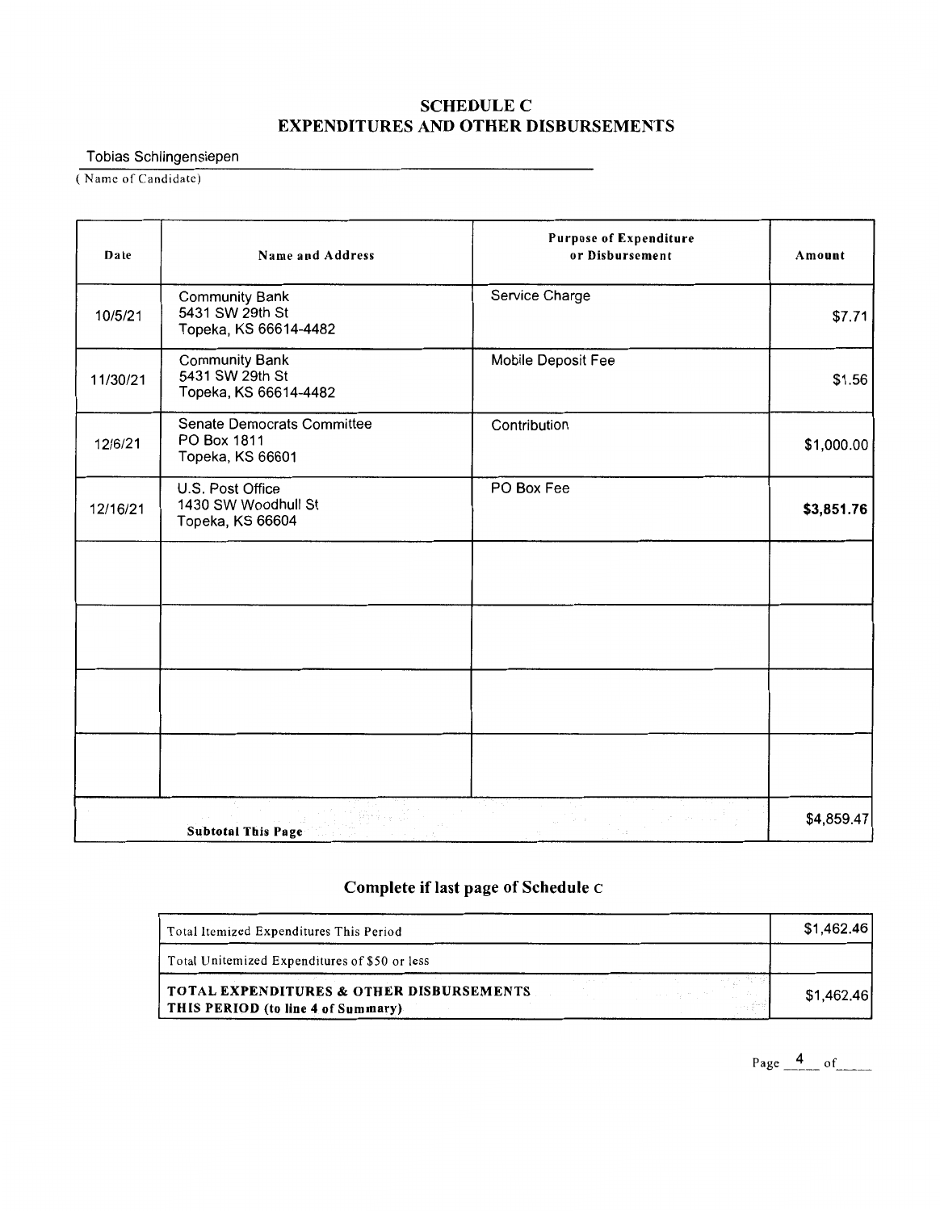## SCHEDULE C
## EXPENDITURES AND OTHER DISBURSEMENTS

Tobias Schlingensiepen
(Name of Candidate)

| Date | Name and Address | Purpose of Expenditure or Disbursement | Amount |
|---|---|---|---|
| 10/5/21 | Community Bank<br>5431 SW 29th St<br>Topeka, KS 66614-4482 | Service Charge | $7.71 |
| 11/30/21 | Community Bank<br>5431 SW 29th St<br>Topeka, KS 66614-4482 | Mobile Deposit Fee | $1.56 |
| 12/6/21 | Senate Democrats Committee<br>PO Box 1811<br>Topeka, KS 66601 | Contribution | $1,000.00 |
| 12/16/21 | U.S. Post Office<br>1430 SW Woodhull St<br>Topeka, KS 66604 | PO Box Fee | **$3,851.76** |
| | | | |
| | | | |
| | | | |
| | | | |
| **Subtotal This Page** | | | $4,859.47 |

### Complete if last page of Schedule C

| | |
|---|---|
| Total Itemized Expenditures This Period | $1,462.46 |
| Total Unitemized Expenditures of $50 or less | |
| **TOTAL EXPENDITURES & OTHER DISBURSEMENTS THIS PERIOD (to line 4 of Summary)** | $1,462.46 |

Page 4 of \_\_\_\_